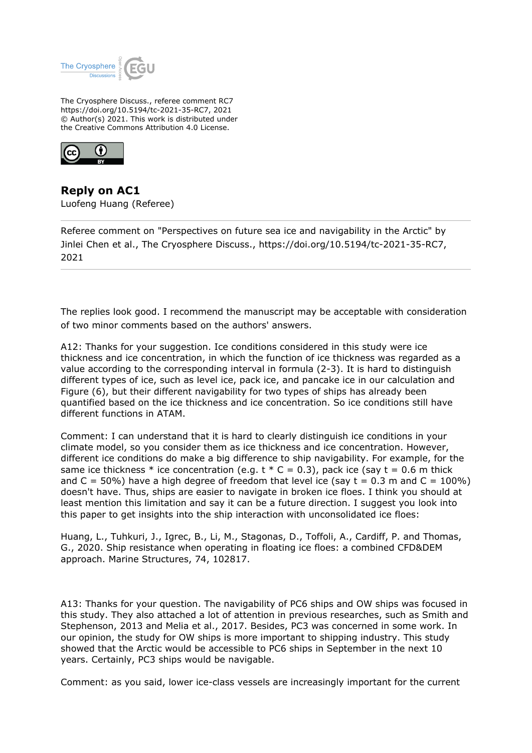The Cryosphere Discuss., referee comment RC7
https://doi.org/10.5194/tc-2021-35-RC7, 2021
© Author(s) 2021. This work is distributed under
the Creative Commons Attribution 4.0 License.

# Reply on AC1

Luofeng Huang (Referee)

Referee comment on "Perspectives on future sea ice and navigability in the Arctic" by Jinlei Chen et al., The Cryosphere Discuss., https://doi.org/10.5194/tc-2021-35-RC7, 2021

---

The replies look good. I recommend the manuscript may be acceptable with consideration of two minor comments based on the authors' answers.

A12: Thanks for your suggestion. Ice conditions considered in this study were ice thickness and ice concentration, in which the function of ice thickness was regarded as a value according to the corresponding interval in formula (2-3). It is hard to distinguish different types of ice, such as level ice, pack ice, and pancake ice in our calculation and Figure (6), but their different navigability for two types of ships has already been quantified based on the ice thickness and ice concentration. So ice conditions still have different functions in ATAM.

Comment: I can understand that it is hard to clearly distinguish ice conditions in your climate model, so you consider them as ice thickness and ice concentration. However, different ice conditions do make a big difference to ship navigability. For example, for the same ice thickness * ice concentration (e.g. $t * C = 0.3$), pack ice (say $t = 0.6$ m thick and $C = 50\%$) have a high degree of freedom that level ice (say $t = 0.3$ m and $C = 100\%$) doesn't have. Thus, ships are easier to navigate in broken ice floes. I think you should at least mention this limitation and say it can be a future direction. I suggest you look into this paper to get insights into the ship interaction with unconsolidated ice floes:

Huang, L., Tuhkuri, J., Igrec, B., Li, M., Stagonas, D., Toffoli, A., Cardiff, P. and Thomas, G., 2020. Ship resistance when operating in floating ice floes: a combined CFD&DEM approach. Marine Structures, 74, 102817.

A13: Thanks for your question. The navigability of PC6 ships and OW ships was focused in this study. They also attached a lot of attention in previous researches, such as Smith and Stephenson, 2013 and Melia et al., 2017. Besides, PC3 was concerned in some work. In our opinion, the study for OW ships is more important to shipping industry. This study showed that the Arctic would be accessible to PC6 ships in September in the next 10 years. Certainly, PC3 ships would be navigable.

Comment: as you said, lower ice-class vessels are increasingly important for the current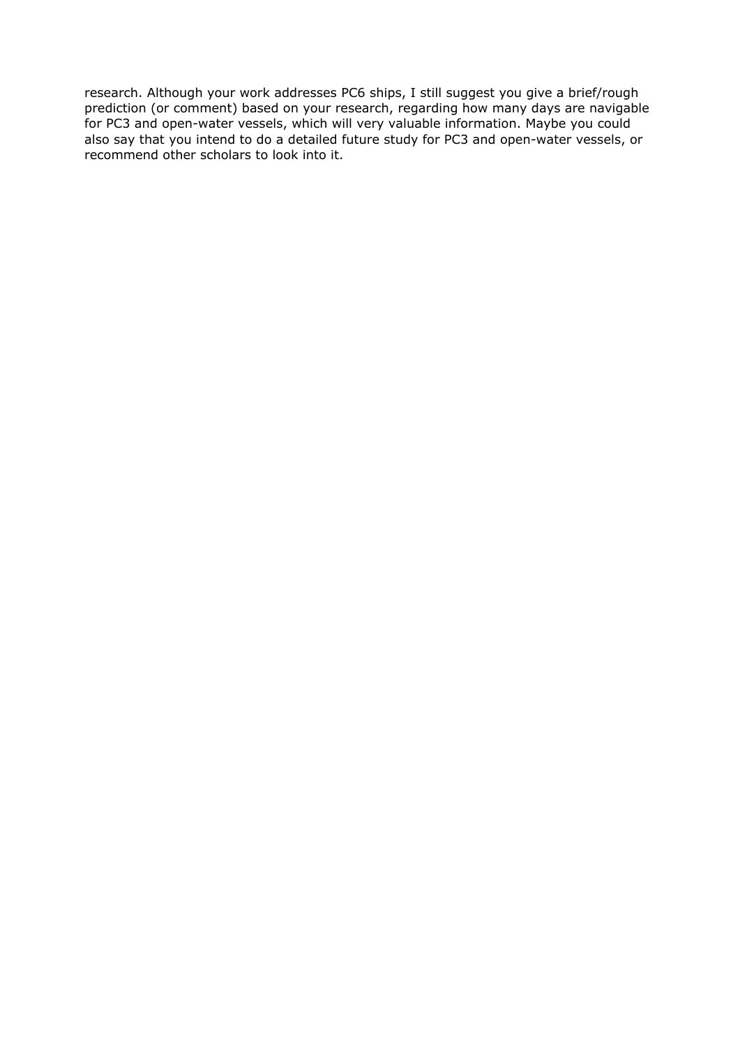research. Although your work addresses PC6 ships, I still suggest you give a brief/rough prediction (or comment) based on your research, regarding how many days are navigable for PC3 and open-water vessels, which will very valuable information. Maybe you could also say that you intend to do a detailed future study for PC3 and open-water vessels, or recommend other scholars to look into it.